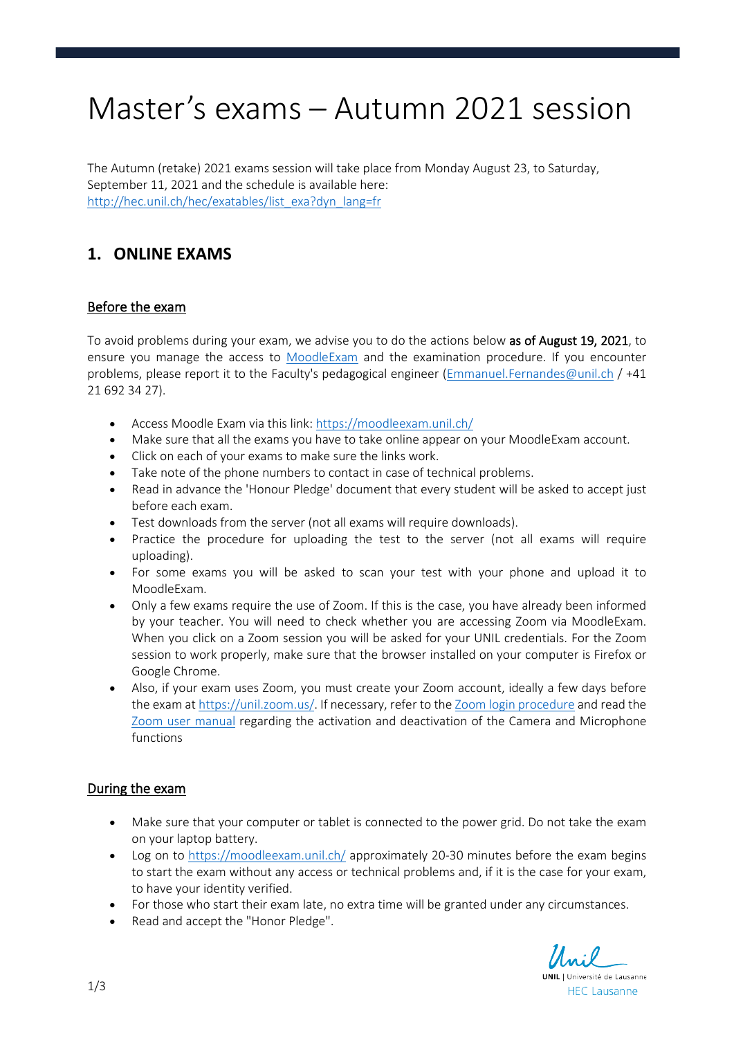// Master's exams – Autumn 2021 session

The Autumn (retake) 2021 exams session will take place from Monday August 23, to Saturday, September 11, 2021 and the schedule is available here: [http://hec.unil.ch/hec/exatables/list_exa?dyn_lang=fr](http://hec.unil.ch/hec/exatables/list_exa?dyn_lang=fr)

## 1. ONLINE EXAMS

### Before the exam

To avoid problems during your exam, we advise you to do the actions below **as of August 19, 2021**, to ensure you manage the access to MoodleExam and the examination procedure. If you encounter problems, please report it to the Faculty's pedagogical engineer (Emmanuel.Fernandes@unil.ch / +41 21 692 34 27).

- Access Moodle Exam via this link: [https://moodleexam.unil.ch/](https://moodleexam.unil.ch/)
- Make sure that all the exams you have to take online appear on your MoodleExam account.
- Click on each of your exams to make sure the links work.
- Take note of the phone numbers to contact in case of technical problems.
- Read in advance the 'Honour Pledge' document that every student will be asked to accept just before each exam.
- Test downloads from the server (not all exams will require downloads).
- Practice the procedure for uploading the test to the server (not all exams will require uploading).
- For some exams you will be asked to scan your test with your phone and upload it to MoodleExam.
- Only a few exams require the use of Zoom. If this is the case, you have already been informed by your teacher. You will need to check whether you are accessing Zoom via MoodleExam. When you click on a Zoom session you will be asked for your UNIL credentials. For the Zoom session to work properly, make sure that the browser installed on your computer is Firefox or Google Chrome.
- Also, if your exam uses Zoom, you must create your Zoom account, ideally a few days before the exam at [https://unil.zoom.us/](https://unil.zoom.us/). If necessary, refer to the Zoom login procedure and read the Zoom user manual regarding the activation and deactivation of the Camera and Microphone functions

### During the exam

- Make sure that your computer or tablet is connected to the power grid. Do not take the exam on your laptop battery.
- Log on to [https://moodleexam.unil.ch/](https://moodleexam.unil.ch/) approximately 20-30 minutes before the exam begins to start the exam without any access or technical problems and, if it is the case for your exam, to have your identity verified.
- For those who start their exam late, no extra time will be granted under any circumstances.
- Read and accept the "Honor Pledge".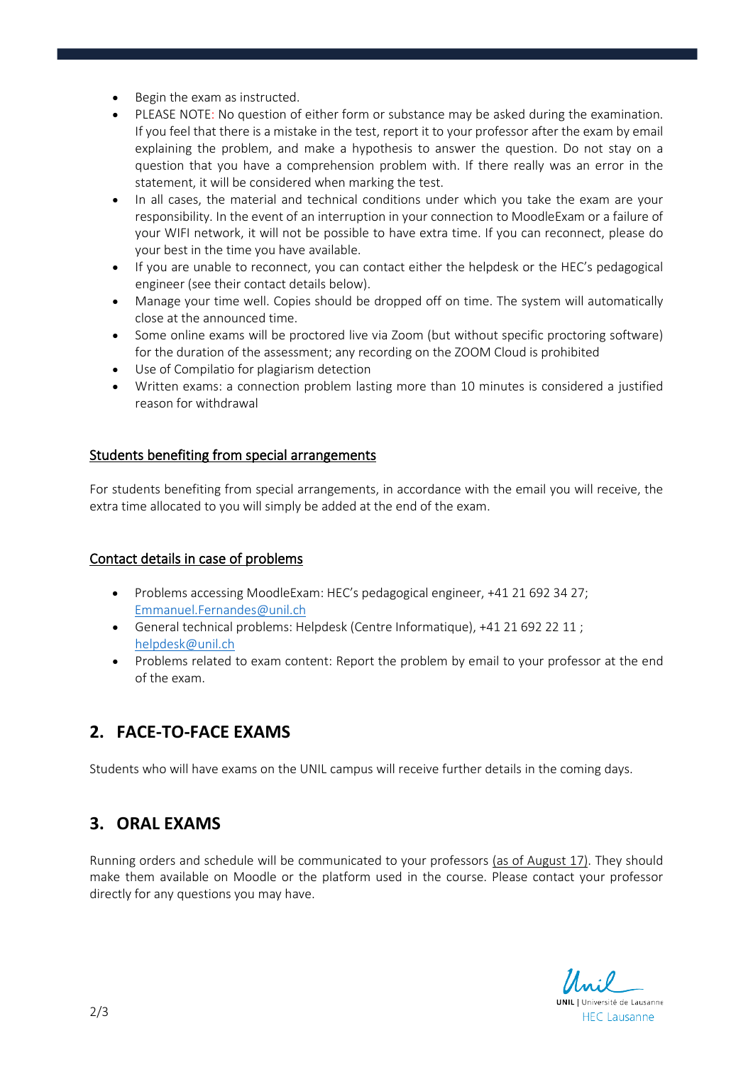- Begin the exam as instructed.
- PLEASE NOTE: No question of either form or substance may be asked during the examination. If you feel that there is a mistake in the test, report it to your professor after the exam by email explaining the problem, and make a hypothesis to answer the question. Do not stay on a question that you have a comprehension problem with. If there really was an error in the statement, it will be considered when marking the test.
- In all cases, the material and technical conditions under which you take the exam are your responsibility. In the event of an interruption in your connection to MoodleExam or a failure of your WIFI network, it will not be possible to have extra time. If you can reconnect, please do your best in the time you have available.
- If you are unable to reconnect, you can contact either the helpdesk or the HEC's pedagogical engineer (see their contact details below).
- Manage your time well. Copies should be dropped off on time. The system will automatically close at the announced time.
- Some online exams will be proctored live via Zoom (but without specific proctoring software) for the duration of the assessment; any recording on the ZOOM Cloud is prohibited
- Use of Compilatio for plagiarism detection
- Written exams: a connection problem lasting more than 10 minutes is considered a justified reason for withdrawal

### Students benefiting from special arrangements

For students benefiting from special arrangements, in accordance with the email you will receive, the extra time allocated to you will simply be added at the end of the exam.

### Contact details in case of problems

- Problems accessing MoodleExam: HEC's pedagogical engineer, +41 21 692 34 27; Emmanuel.Fernandes@unil.ch
- General technical problems: Helpdesk (Centre Informatique), +41 21 692 22 11 ; helpdesk@unil.ch
- Problems related to exam content: Report the problem by email to your professor at the end of the exam.

## 2. FACE-TO-FACE EXAMS

Students who will have exams on the UNIL campus will receive further details in the coming days.

## 3. ORAL EXAMS

Running orders and schedule will be communicated to your professors (as of August 17). They should make them available on Moodle or the platform used in the course. Please contact your professor directly for any questions you may have.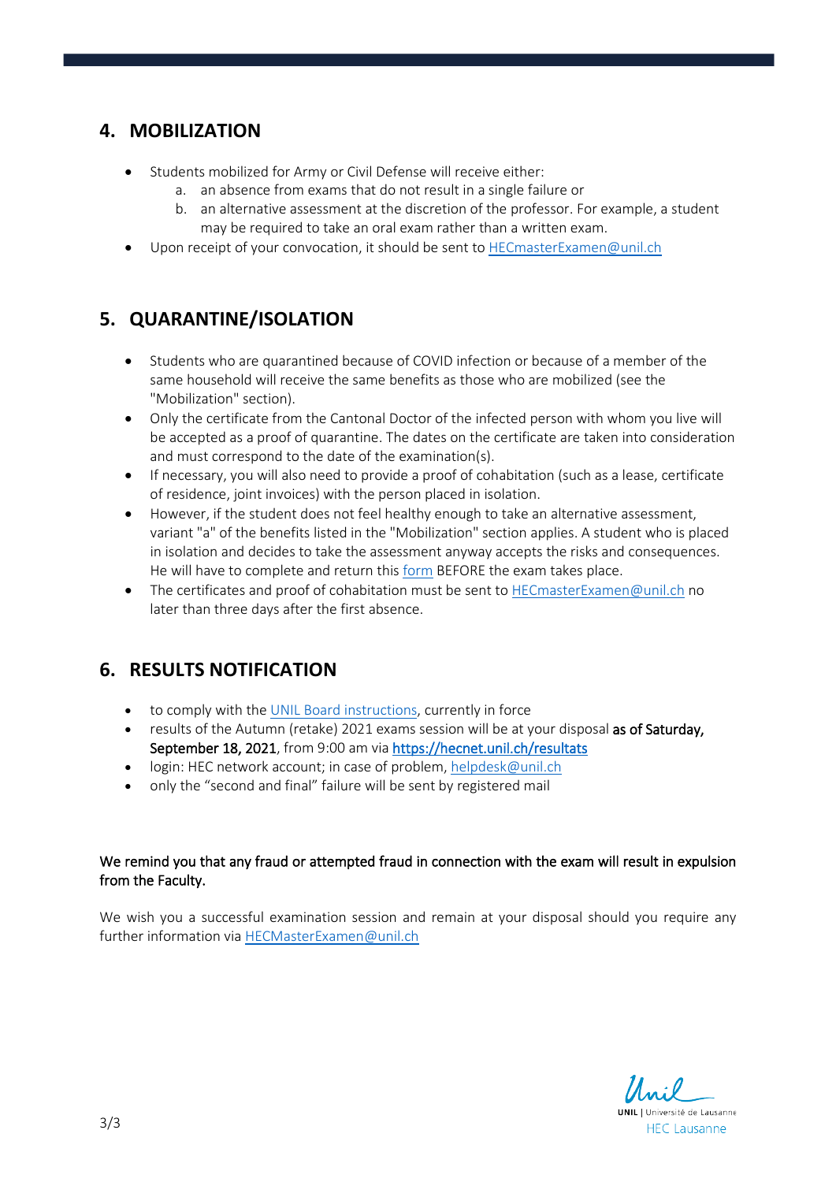## 4. MOBILIZATION

- Students mobilized for Army or Civil Defense will receive either:
  a. an absence from exams that do not result in a single failure or
  b. an alternative assessment at the discretion of the professor. For example, a student may be required to take an oral exam rather than a written exam.
- Upon receipt of your convocation, it should be sent to HECmasterExamen@unil.ch

## 5. QUARANTINE/ISOLATION

- Students who are quarantined because of COVID infection or because of a member of the same household will receive the same benefits as those who are mobilized (see the "Mobilization" section).
- Only the certificate from the Cantonal Doctor of the infected person with whom you live will be accepted as a proof of quarantine. The dates on the certificate are taken into consideration and must correspond to the date of the examination(s).
- If necessary, you will also need to provide a proof of cohabitation (such as a lease, certificate of residence, joint invoices) with the person placed in isolation.
- However, if the student does not feel healthy enough to take an alternative assessment, variant "a" of the benefits listed in the "Mobilization" section applies. A student who is placed in isolation and decides to take the assessment anyway accepts the risks and consequences. He will have to complete and return this form BEFORE the exam takes place.
- The certificates and proof of cohabitation must be sent to HECmasterExamen@unil.ch no later than three days after the first absence.

## 6. RESULTS NOTIFICATION

- to comply with the UNIL Board instructions, currently in force
- results of the Autumn (retake) 2021 exams session will be at your disposal **as of Saturday, September 18, 2021**, from 9:00 am via **https://hecnet.unil.ch/resultats**
- login: HEC network account; in case of problem, helpdesk@unil.ch
- only the "second and final" failure will be sent by registered mail

We remind you that any fraud or attempted fraud in connection with the exam will result in expulsion from the Faculty.

We wish you a successful examination session and remain at your disposal should you require any further information via HECMasterExamen@unil.ch